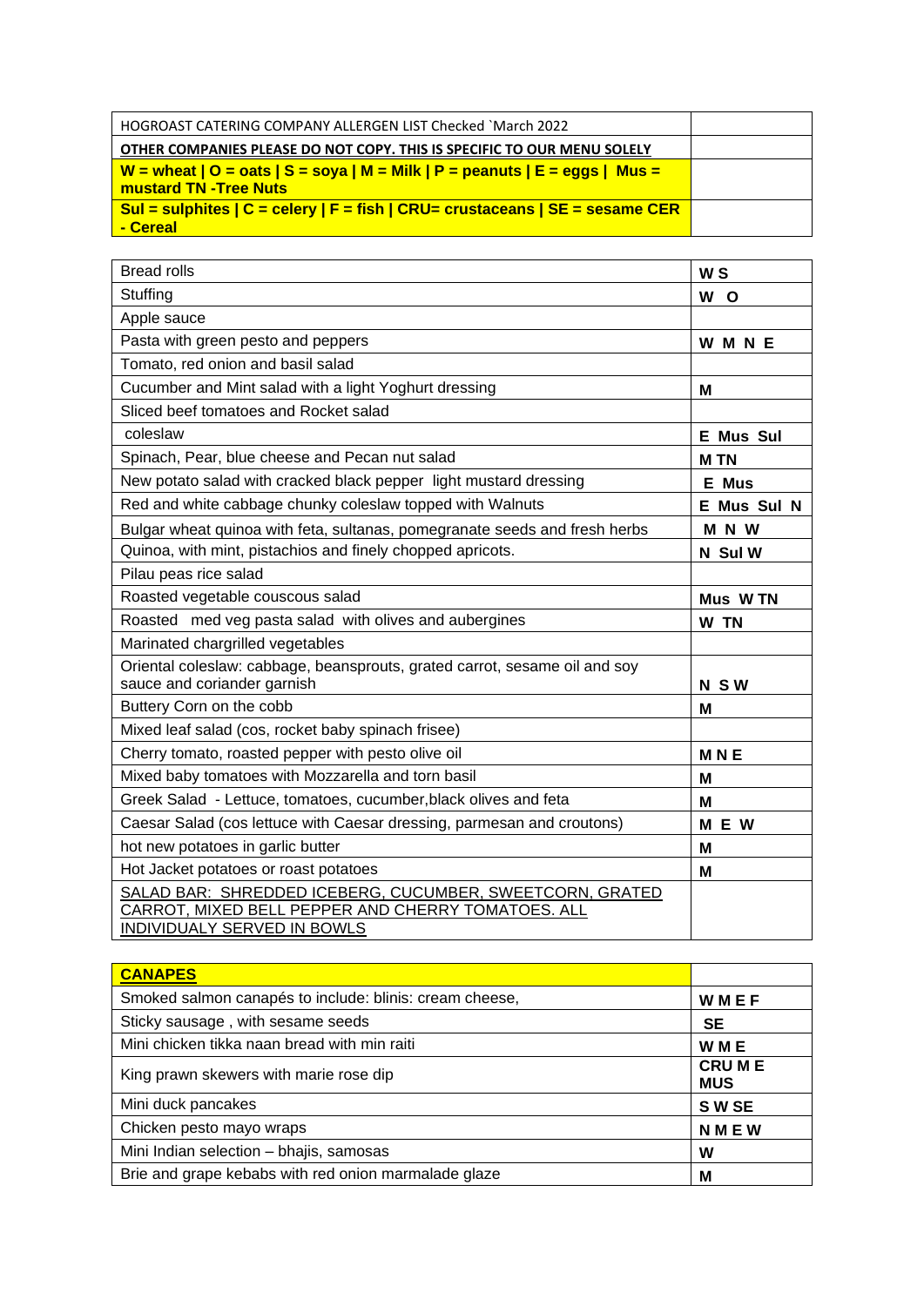| HOGROAST CATERING COMPANY ALLERGEN LIST Checked `March 2022 | |
|---|---|
| **OTHER COMPANIES PLEASE DO NOT COPY. THIS IS SPECIFIC TO OUR MENU SOLELY** | |
| **W = wheat \| O = oats \| S = soya \| M = Milk \| P = peanuts \| E = eggs \| Mus = mustard TN -Tree Nuts** | |
| **Sul = sulphites \| C = celery \| F = fish \| CRU= crustaceans \| SE = sesame CER - Cereal** | |

| | |
|---|---|
| Bread rolls | **W S** |
| Stuffing | **W O** |
| Apple sauce | |
| Pasta with green pesto and peppers | **W M N E** |
| Tomato, red onion and basil salad | |
| Cucumber and Mint salad with a light Yoghurt dressing | **M** |
| Sliced beef tomatoes and Rocket salad | |
| coleslaw | **E Mus Sul** |
| Spinach, Pear, blue cheese and Pecan nut salad | **M TN** |
| New potato salad with cracked black pepper light mustard dressing | **E Mus** |
| Red and white cabbage chunky coleslaw topped with Walnuts | **E Mus Sul N** |
| Bulgar wheat quinoa with feta, sultanas, pomegranate seeds and fresh herbs | **M N W** |
| Quinoa, with mint, pistachios and finely chopped apricots. | **N Sul W** |
| Pilau peas rice salad | |
| Roasted vegetable couscous salad | **Mus W TN** |
| Roasted med veg pasta salad with olives and aubergines | **W TN** |
| Marinated chargrilled vegetables | |
| Oriental coleslaw: cabbage, beansprouts, grated carrot, sesame oil and soy sauce and coriander garnish | **N S W** |
| Buttery Corn on the cobb | **M** |
| Mixed leaf salad (cos, rocket baby spinach frisee) | |
| Cherry tomato, roasted pepper with pesto olive oil | **M N E** |
| Mixed baby tomatoes with Mozzarella and torn basil | **M** |
| Greek Salad - Lettuce, tomatoes, cucumber,black olives and feta | **M** |
| Caesar Salad (cos lettuce with Caesar dressing, parmesan and croutons) | **M E W** |
| hot new potatoes in garlic butter | **M** |
| Hot Jacket potatoes or roast potatoes | **M** |
| <u>SALAD BAR: SHREDDED ICEBERG, CUCUMBER, SWEETCORN, GRATED CARROT, MIXED BELL PEPPER AND CHERRY TOMATOES. ALL INDIVIDUALY SERVED IN BOWLS</u> | |

| **<u>CANAPES</u>** | |
|---|---|
| Smoked salmon canapés to include: blinis: cream cheese, | **W M E F** |
| Sticky sausage , with sesame seeds | **SE** |
| Mini chicken tikka naan bread with min raiti | **W M E** |
| King prawn skewers with marie rose dip | **CRU M E MUS** |
| Mini duck pancakes | **S W SE** |
| Chicken pesto mayo wraps | **N M E W** |
| Mini Indian selection – bhajis, samosas | **W** |
| Brie and grape kebabs with red onion marmalade glaze | **M** |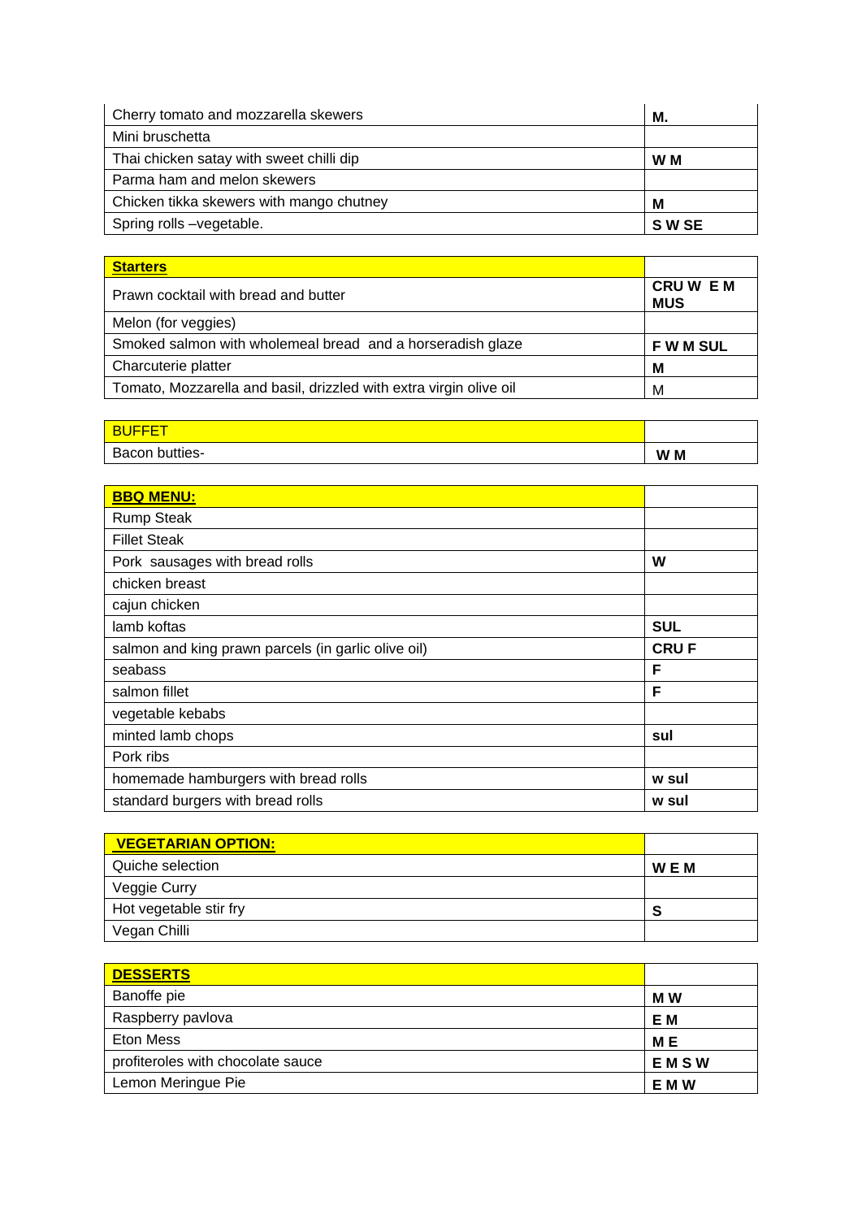| | |
|---|---|
| Cherry tomato and mozzarella skewers | **M.** |
| Mini bruschetta | |
| Thai chicken satay with sweet chilli dip | **W M** |
| Parma ham and melon skewers | |
| Chicken tikka skewers with mango chutney | **M** |
| Spring rolls –vegetable. | **S W SE** |

| **Starters** | |
|---|---|
| Prawn cocktail with bread and butter | **CRU W E M MUS** |
| Melon (for veggies) | |
| Smoked salmon with wholemeal bread and a horseradish glaze | **F W M SUL** |
| Charcuterie platter | **M** |
| Tomato, Mozzarella and basil, drizzled with extra virgin olive oil | M |

| BUFFET | |
|---|---|
| Bacon butties- | **W M** |

| **BBQ MENU:** | |
|---|---|
| Rump Steak | |
| Fillet Steak | |
| Pork sausages with bread rolls | **W** |
| chicken breast | |
| cajun chicken | |
| lamb koftas | **SUL** |
| salmon and king prawn parcels (in garlic olive oil) | **CRU F** |
| seabass | **F** |
| salmon fillet | **F** |
| vegetable kebabs | |
| minted lamb chops | **sul** |
| Pork ribs | |
| homemade hamburgers with bread rolls | **w sul** |
| standard burgers with bread rolls | **w sul** |

| **VEGETARIAN OPTION:** | |
|---|---|
| Quiche selection | **W E M** |
| Veggie Curry | |
| Hot vegetable stir fry | **S** |
| Vegan Chilli | |

| **DESSERTS** | |
|---|---|
| Banoffe pie | **M W** |
| Raspberry pavlova | **E M** |
| Eton Mess | **M E** |
| profiteroles with chocolate sauce | **E M S W** |
| Lemon Meringue Pie | **E M W** |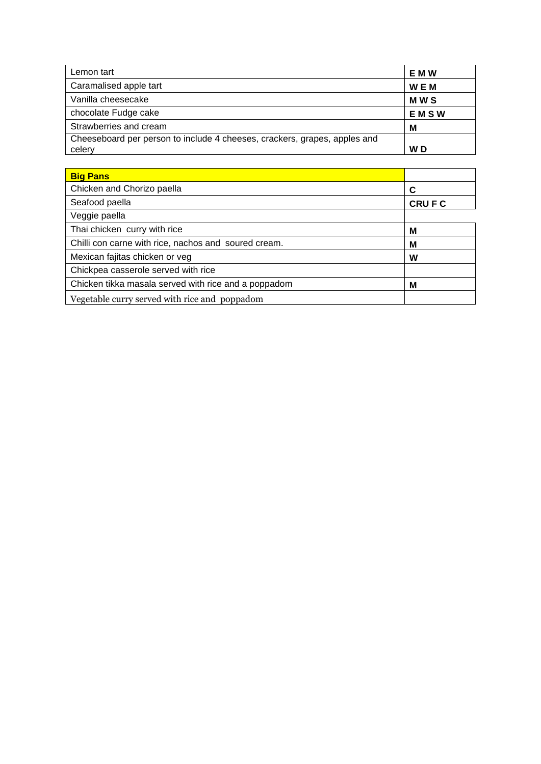| | |
|---|---|
| Lemon tart | **E M W** |
| Caramalised apple tart | **W E M** |
| Vanilla cheesecake | **M W S** |
| chocolate Fudge cake | **E M S W** |
| Strawberries and cream | **M** |
| Cheeseboard per person to include 4 cheeses, crackers, grapes, apples and celery | **W D** |

| **Big Pans** | |
|---|---|
| Chicken and Chorizo paella | **C** |
| Seafood paella | **CRU F C** |
| Veggie paella | |
| Thai chicken curry with rice | **M** |
| Chilli con carne with rice, nachos and soured cream. | **M** |
| Mexican fajitas chicken or veg | **W** |
| Chickpea casserole served with rice | |
| Chicken tikka masala served with rice and a poppadom | **M** |
| Vegetable curry served with rice and poppadom | |